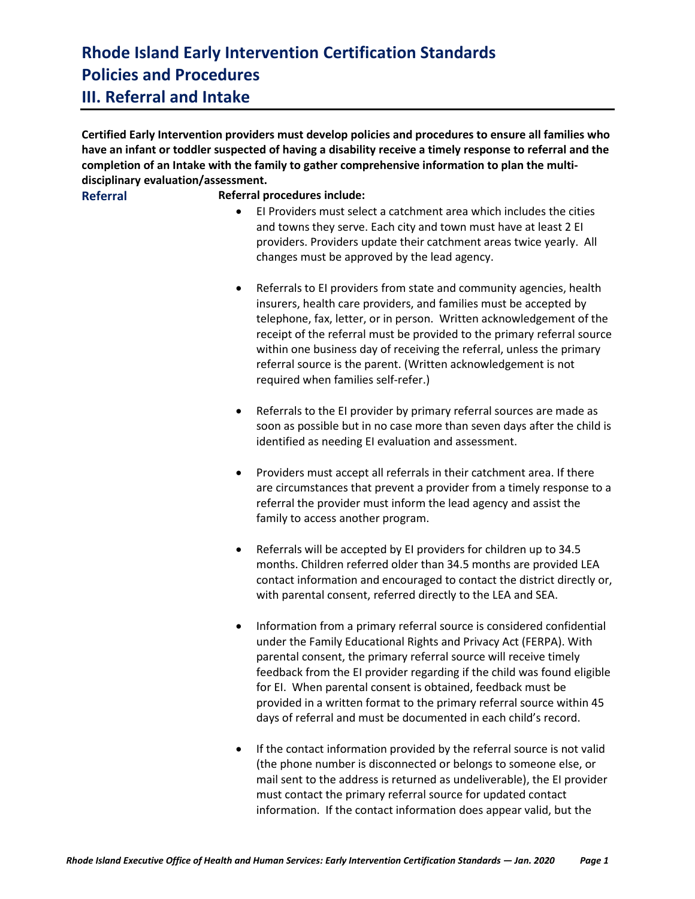# Rhode Island Early Intervention Certification Standards
# Policies and Procedures
# III. Referral and Intake

**Certified Early Intervention providers must develop policies and procedures to ensure all families who have an infant or toddler suspected of having a disability receive a timely response to referral and the completion of an Intake with the family to gather comprehensive information to plan the multi-disciplinary evaluation/assessment.**

## Referral

**Referral procedures include:**

- EI Providers must select a catchment area which includes the cities and towns they serve. Each city and town must have at least 2 EI providers. Providers update their catchment areas twice yearly. All changes must be approved by the lead agency.

- Referrals to EI providers from state and community agencies, health insurers, health care providers, and families must be accepted by telephone, fax, letter, or in person. Written acknowledgement of the receipt of the referral must be provided to the primary referral source within one business day of receiving the referral, unless the primary referral source is the parent. (Written acknowledgement is not required when families self-refer.)

- Referrals to the EI provider by primary referral sources are made as soon as possible but in no case more than seven days after the child is identified as needing EI evaluation and assessment.

- Providers must accept all referrals in their catchment area. If there are circumstances that prevent a provider from a timely response to a referral the provider must inform the lead agency and assist the family to access another program.

- Referrals will be accepted by EI providers for children up to 34.5 months. Children referred older than 34.5 months are provided LEA contact information and encouraged to contact the district directly or, with parental consent, referred directly to the LEA and SEA.

- Information from a primary referral source is considered confidential under the Family Educational Rights and Privacy Act (FERPA). With parental consent, the primary referral source will receive timely feedback from the EI provider regarding if the child was found eligible for EI. When parental consent is obtained, feedback must be provided in a written format to the primary referral source within 45 days of referral and must be documented in each child's record.

- If the contact information provided by the referral source is not valid (the phone number is disconnected or belongs to someone else, or mail sent to the address is returned as undeliverable), the EI provider must contact the primary referral source for updated contact information. If the contact information does appear valid, but the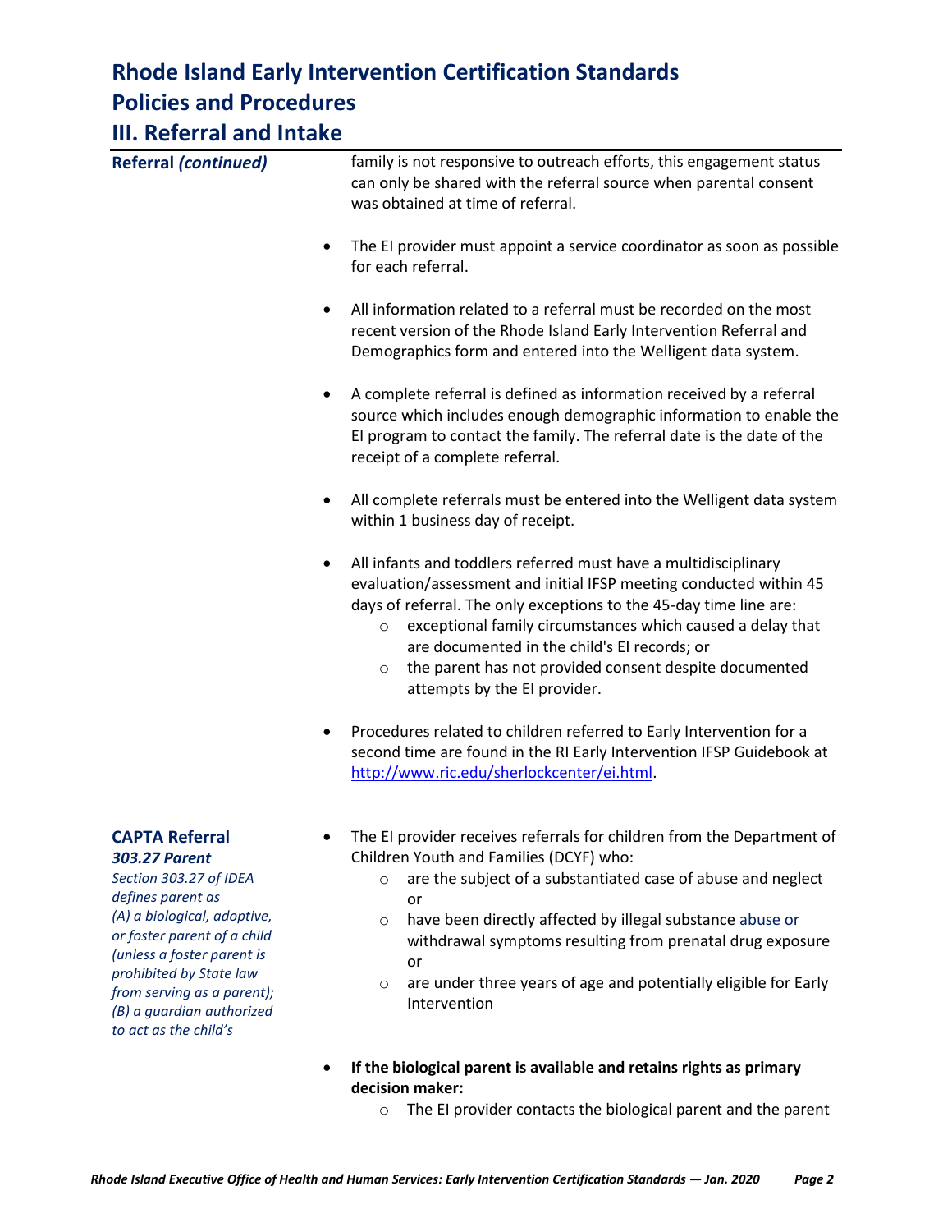# Rhode Island Early Intervention Certification Standards
## Policies and Procedures
## III. Referral and Intake

**Referral *(continued)***

family is not responsive to outreach efforts, this engagement status can only be shared with the referral source when parental consent was obtained at time of referral.

- The EI provider must appoint a service coordinator as soon as possible for each referral.

- All information related to a referral must be recorded on the most recent version of the Rhode Island Early Intervention Referral and Demographics form and entered into the Welligent data system.

- A complete referral is defined as information received by a referral source which includes enough demographic information to enable the EI program to contact the family. The referral date is the date of the receipt of a complete referral.

- All complete referrals must be entered into the Welligent data system within 1 business day of receipt.

- All infants and toddlers referred must have a multidisciplinary evaluation/assessment and initial IFSP meeting conducted within 45 days of referral. The only exceptions to the 45-day time line are:
  - exceptional family circumstances which caused a delay that are documented in the child's EI records; or
  - the parent has not provided consent despite documented attempts by the EI provider.

- Procedures related to children referred to Early Intervention for a second time are found in the RI Early Intervention IFSP Guidebook at http://www.ric.edu/sherlockcenter/ei.html.

**CAPTA Referral**
***303.27 Parent***
*Section 303.27 of IDEA defines parent as (A) a biological, adoptive, or foster parent of a child (unless a foster parent is prohibited by State law from serving as a parent); (B) a guardian authorized to act as the child's*

- The EI provider receives referrals for children from the Department of Children Youth and Families (DCYF) who:
  - are the subject of a substantiated case of abuse and neglect or
  - have been directly affected by illegal substance abuse or withdrawal symptoms resulting from prenatal drug exposure or
  - are under three years of age and potentially eligible for Early Intervention

- **If the biological parent is available and retains rights as primary decision maker:**
  - The EI provider contacts the biological parent and the parent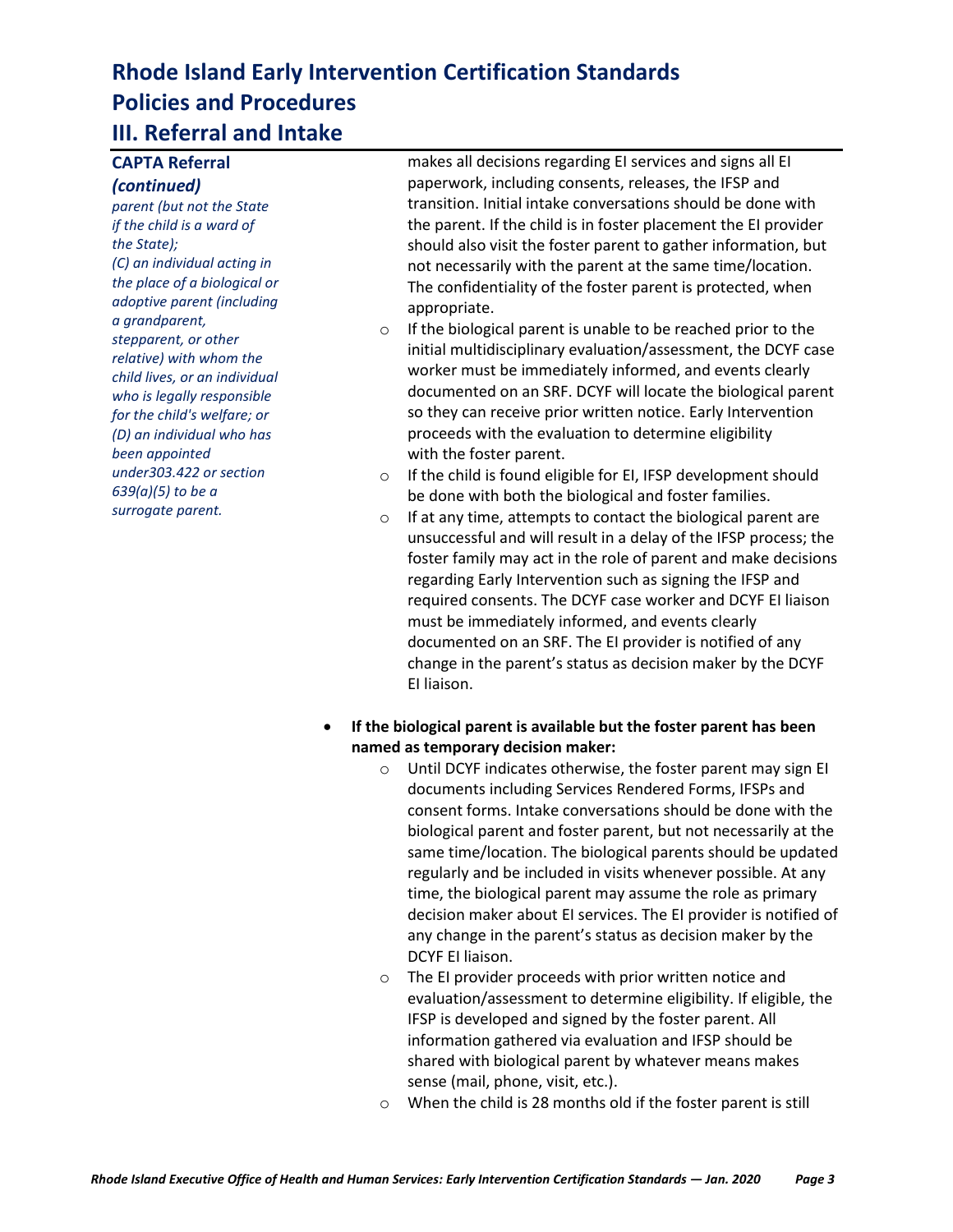# Rhode Island Early Intervention Certification Standards

# Policies and Procedures

## III. Referral and Intake

### CAPTA Referral *(continued)*

*parent (but not the State if the child is a ward of the State);*
*(C) an individual acting in the place of a biological or adoptive parent (including a grandparent, stepparent, or other relative) with whom the child lives, or an individual who is legally responsible for the child's welfare; or*
*(D) an individual who has been appointed under303.422 or section 639(a)(5) to be a surrogate parent.*

makes all decisions regarding EI services and signs all EI paperwork, including consents, releases, the IFSP and transition. Initial intake conversations should be done with the parent. If the child is in foster placement the EI provider should also visit the foster parent to gather information, but not necessarily with the parent at the same time/location. The confidentiality of the foster parent is protected, when appropriate.

- If the biological parent is unable to be reached prior to the initial multidisciplinary evaluation/assessment, the DCYF case worker must be immediately informed, and events clearly documented on an SRF. DCYF will locate the biological parent so they can receive prior written notice. Early Intervention proceeds with the evaluation to determine eligibility with the foster parent.
- If the child is found eligible for EI, IFSP development should be done with both the biological and foster families.
- If at any time, attempts to contact the biological parent are unsuccessful and will result in a delay of the IFSP process; the foster family may act in the role of parent and make decisions regarding Early Intervention such as signing the IFSP and required consents. The DCYF case worker and DCYF EI liaison must be immediately informed, and events clearly documented on an SRF. The EI provider is notified of any change in the parent's status as decision maker by the DCYF EI liaison.

- **If the biological parent is available but the foster parent has been named as temporary decision maker:**
  - Until DCYF indicates otherwise, the foster parent may sign EI documents including Services Rendered Forms, IFSPs and consent forms. Intake conversations should be done with the biological parent and foster parent, but not necessarily at the same time/location. The biological parents should be updated regularly and be included in visits whenever possible. At any time, the biological parent may assume the role as primary decision maker about EI services. The EI provider is notified of any change in the parent's status as decision maker by the DCYF EI liaison.
  - The EI provider proceeds with prior written notice and evaluation/assessment to determine eligibility. If eligible, the IFSP is developed and signed by the foster parent. All information gathered via evaluation and IFSP should be shared with biological parent by whatever means makes sense (mail, phone, visit, etc.).
  - When the child is 28 months old if the foster parent is still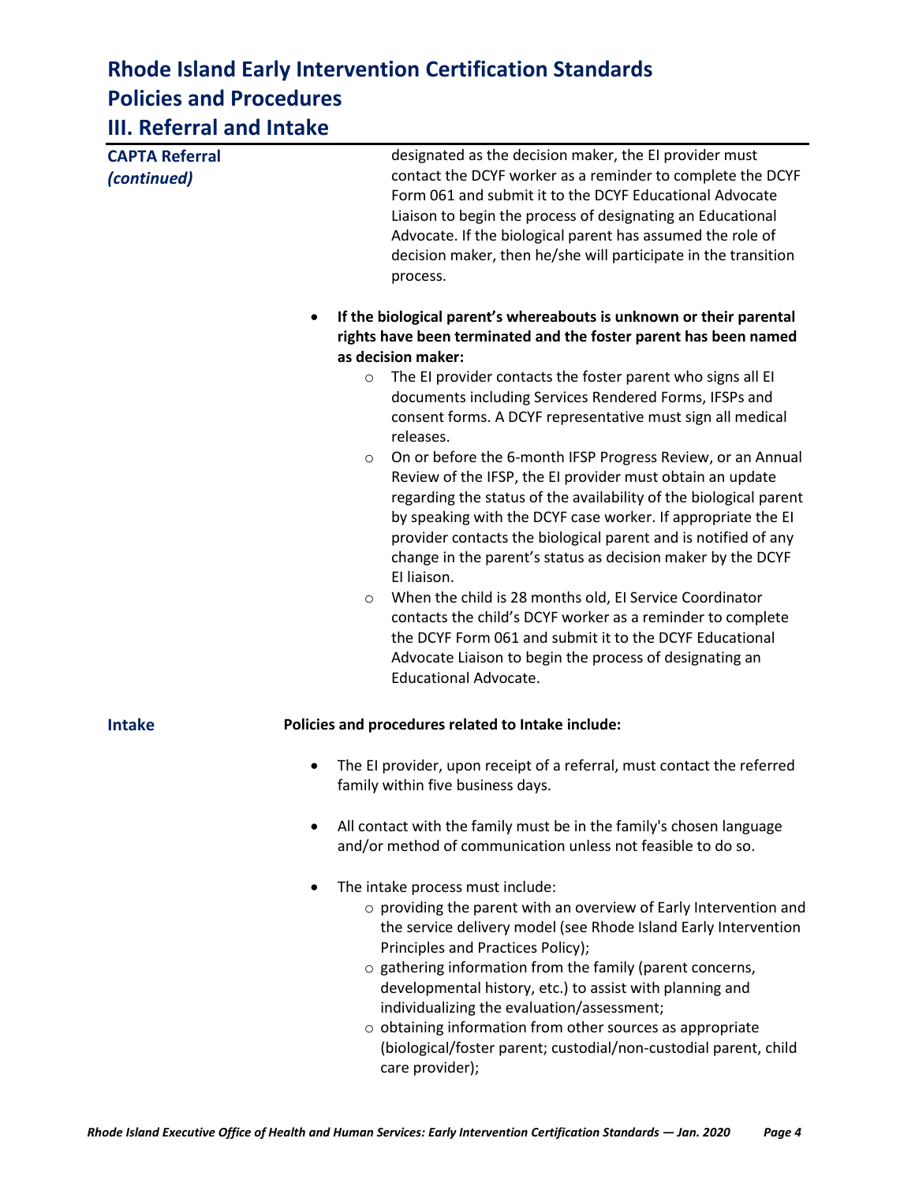# Rhode Island Early Intervention Certification Standards
## Policies and Procedures
## III. Referral and Intake

**CAPTA Referral *(continued)***

designated as the decision maker, the EI provider must contact the DCYF worker as a reminder to complete the DCYF Form 061 and submit it to the DCYF Educational Advocate Liaison to begin the process of designating an Educational Advocate. If the biological parent has assumed the role of decision maker, then he/she will participate in the transition process.

- **If the biological parent's whereabouts is unknown or their parental rights have been terminated and the foster parent has been named as decision maker:**
  - The EI provider contacts the foster parent who signs all EI documents including Services Rendered Forms, IFSPs and consent forms. A DCYF representative must sign all medical releases.
  - On or before the 6-month IFSP Progress Review, or an Annual Review of the IFSP, the EI provider must obtain an update regarding the status of the availability of the biological parent by speaking with the DCYF case worker. If appropriate the EI provider contacts the biological parent and is notified of any change in the parent's status as decision maker by the DCYF EI liaison.
  - When the child is 28 months old, EI Service Coordinator contacts the child's DCYF worker as a reminder to complete the DCYF Form 061 and submit it to the DCYF Educational Advocate Liaison to begin the process of designating an Educational Advocate.

**Intake**

**Policies and procedures related to Intake include:**

- The EI provider, upon receipt of a referral, must contact the referred family within five business days.
- All contact with the family must be in the family's chosen language and/or method of communication unless not feasible to do so.
- The intake process must include:
  - providing the parent with an overview of Early Intervention and the service delivery model (see Rhode Island Early Intervention Principles and Practices Policy);
  - gathering information from the family (parent concerns, developmental history, etc.) to assist with planning and individualizing the evaluation/assessment;
  - obtaining information from other sources as appropriate (biological/foster parent; custodial/non-custodial parent, child care provider);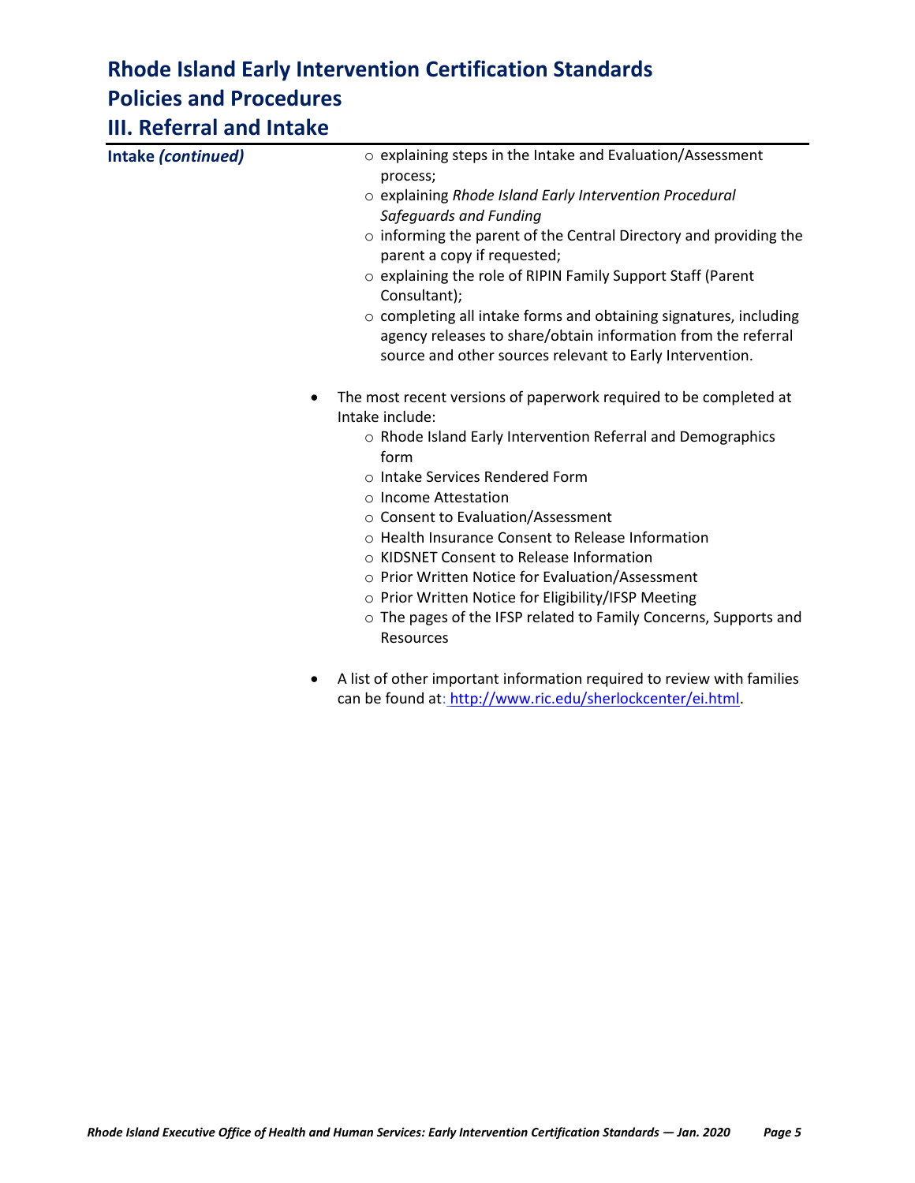# Rhode Island Early Intervention Certification Standards

## Policies and Procedures

## III. Referral and Intake

**Intake *(continued)***

- explaining steps in the Intake and Evaluation/Assessment process;
- explaining *Rhode Island Early Intervention Procedural Safeguards and Funding*
- informing the parent of the Central Directory and providing the parent a copy if requested;
- explaining the role of RIPIN Family Support Staff (Parent Consultant);
- completing all intake forms and obtaining signatures, including agency releases to share/obtain information from the referral source and other sources relevant to Early Intervention.

- The most recent versions of paperwork required to be completed at Intake include:
  - Rhode Island Early Intervention Referral and Demographics form
  - Intake Services Rendered Form
  - Income Attestation
  - Consent to Evaluation/Assessment
  - Health Insurance Consent to Release Information
  - KIDSNET Consent to Release Information
  - Prior Written Notice for Evaluation/Assessment
  - Prior Written Notice for Eligibility/IFSP Meeting
  - The pages of the IFSP related to Family Concerns, Supports and Resources

- A list of other important information required to review with families can be found at: http://www.ric.edu/sherlockcenter/ei.html.